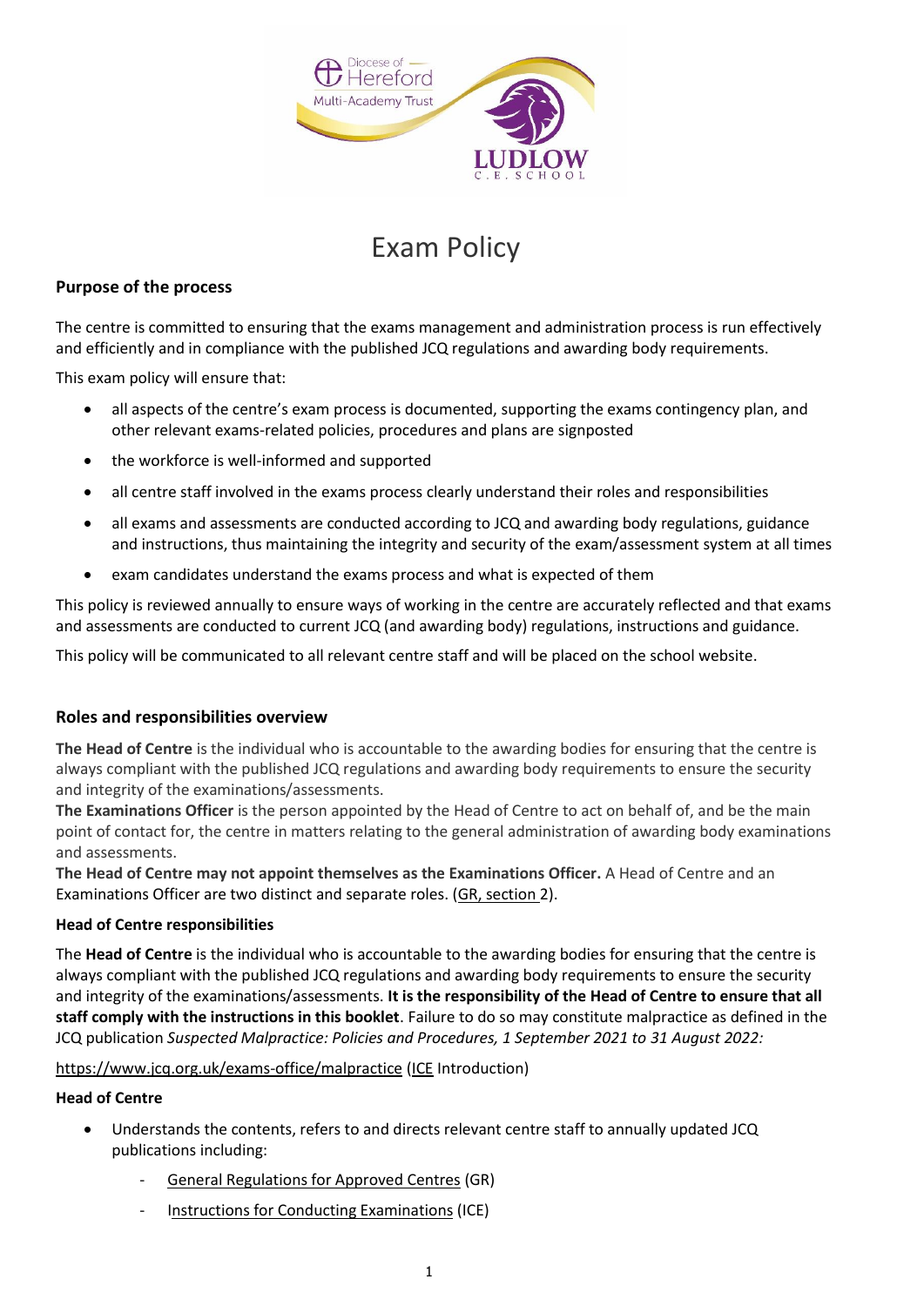# Exam Policy

### Purpose of the process

The centre is committed to ensuring that the exams management and administration process is run effectively and efficiently and in compliance with the published JCQ regulations and awarding body requirements.

This exam policy will ensure that:

- all aspects of the centre's exam process is documented, supporting the exams contingency plan, and other relevant exams-related policies, procedures and plans are signposted
- the workforce is well-informed and supported
- all centre staff involved in the exams process clearly understand their roles and responsibilities
- all exams and assessments are conducted according to JCQ and awarding body regulations, guidance and instructions, thus maintaining the integrity and security of the exam/assessment system at all times
- exam candidates understand the exams process and what is expected of them

This policy is reviewed annually to ensure ways of working in the centre are accurately reflected and that exams and assessments are conducted to current JCQ (and awarding body) regulations, instructions and guidance.

This policy will be communicated to all relevant centre staff and will be placed on the school website.

### Roles and responsibilities overview

**The Head of Centre** is the individual who is accountable to the awarding bodies for ensuring that the centre is always compliant with the published JCQ regulations and awarding body requirements to ensure the security and integrity of the examinations/assessments.
**The Examinations Officer** is the person appointed by the Head of Centre to act on behalf of, and be the main point of contact for, the centre in matters relating to the general administration of awarding body examinations and assessments.
**The Head of Centre may not appoint themselves as the Examinations Officer.** A Head of Centre and an Examinations Officer are two distinct and separate roles. (GR, section 2).

#### Head of Centre responsibilities

The **Head of Centre** is the individual who is accountable to the awarding bodies for ensuring that the centre is always compliant with the published JCQ regulations and awarding body requirements to ensure the security and integrity of the examinations/assessments. **It is the responsibility of the Head of Centre to ensure that all staff comply with the instructions in this booklet**. Failure to do so may constitute malpractice as defined in the JCQ publication *Suspected Malpractice: Policies and Procedures, 1 September 2021 to 31 August 2022:*

https://www.jcq.org.uk/exams-office/malpractice (ICE Introduction)

#### Head of Centre

- Understands the contents, refers to and directs relevant centre staff to annually updated JCQ publications including:
  - General Regulations for Approved Centres (GR)
  - Instructions for Conducting Examinations (ICE)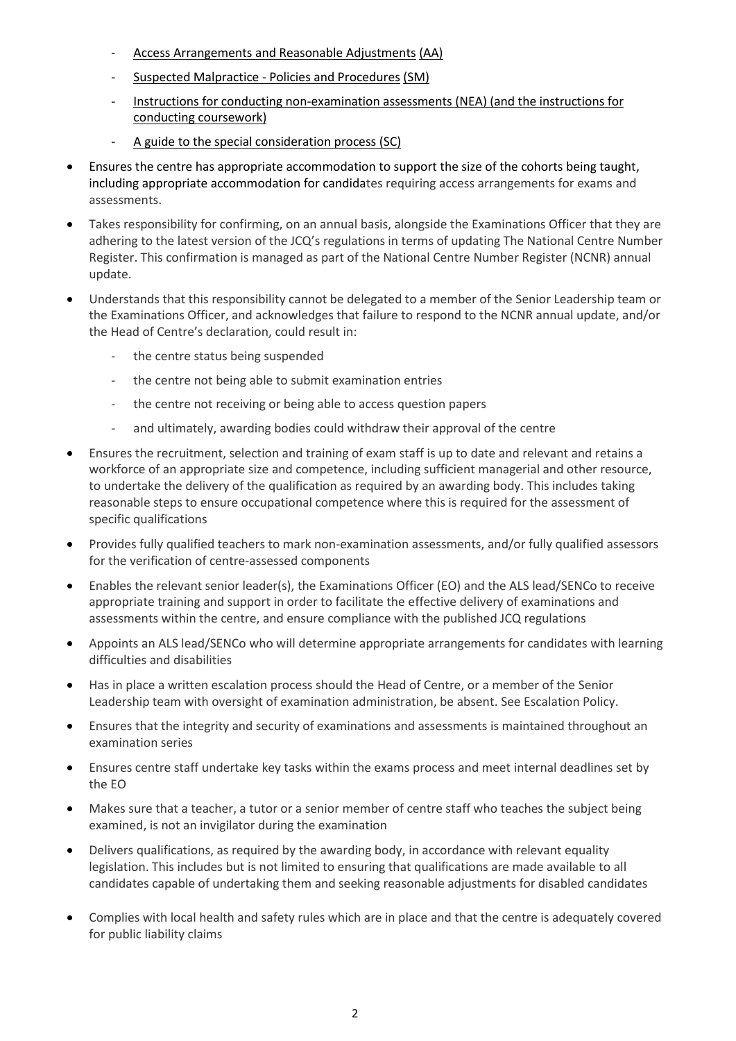- Access Arrangements and Reasonable Adjustments (AA)
  - Suspected Malpractice - Policies and Procedures (SM)
  - Instructions for conducting non-examination assessments (NEA) (and the instructions for conducting coursework)
  - A guide to the special consideration process (SC)

- Ensures the centre has appropriate accommodation to support the size of the cohorts being taught, including appropriate accommodation for candidates requiring access arrangements for exams and assessments.
- Takes responsibility for confirming, on an annual basis, alongside the Examinations Officer that they are adhering to the latest version of the JCQ's regulations in terms of updating The National Centre Number Register. This confirmation is managed as part of the National Centre Number Register (NCNR) annual update.
- Understands that this responsibility cannot be delegated to a member of the Senior Leadership team or the Examinations Officer, and acknowledges that failure to respond to the NCNR annual update, and/or the Head of Centre's declaration, could result in:
  - the centre status being suspended
  - the centre not being able to submit examination entries
  - the centre not receiving or being able to access question papers
  - and ultimately, awarding bodies could withdraw their approval of the centre
- Ensures the recruitment, selection and training of exam staff is up to date and relevant and retains a workforce of an appropriate size and competence, including sufficient managerial and other resource, to undertake the delivery of the qualification as required by an awarding body. This includes taking reasonable steps to ensure occupational competence where this is required for the assessment of specific qualifications
- Provides fully qualified teachers to mark non-examination assessments, and/or fully qualified assessors for the verification of centre-assessed components
- Enables the relevant senior leader(s), the Examinations Officer (EO) and the ALS lead/SENCo to receive appropriate training and support in order to facilitate the effective delivery of examinations and assessments within the centre, and ensure compliance with the published JCQ regulations
- Appoints an ALS lead/SENCo who will determine appropriate arrangements for candidates with learning difficulties and disabilities
- Has in place a written escalation process should the Head of Centre, or a member of the Senior Leadership team with oversight of examination administration, be absent. See Escalation Policy.
- Ensures that the integrity and security of examinations and assessments is maintained throughout an examination series
- Ensures centre staff undertake key tasks within the exams process and meet internal deadlines set by the EO
- Makes sure that a teacher, a tutor or a senior member of centre staff who teaches the subject being examined, is not an invigilator during the examination
- Delivers qualifications, as required by the awarding body, in accordance with relevant equality legislation. This includes but is not limited to ensuring that qualifications are made available to all candidates capable of undertaking them and seeking reasonable adjustments for disabled candidates
- Complies with local health and safety rules which are in place and that the centre is adequately covered for public liability claims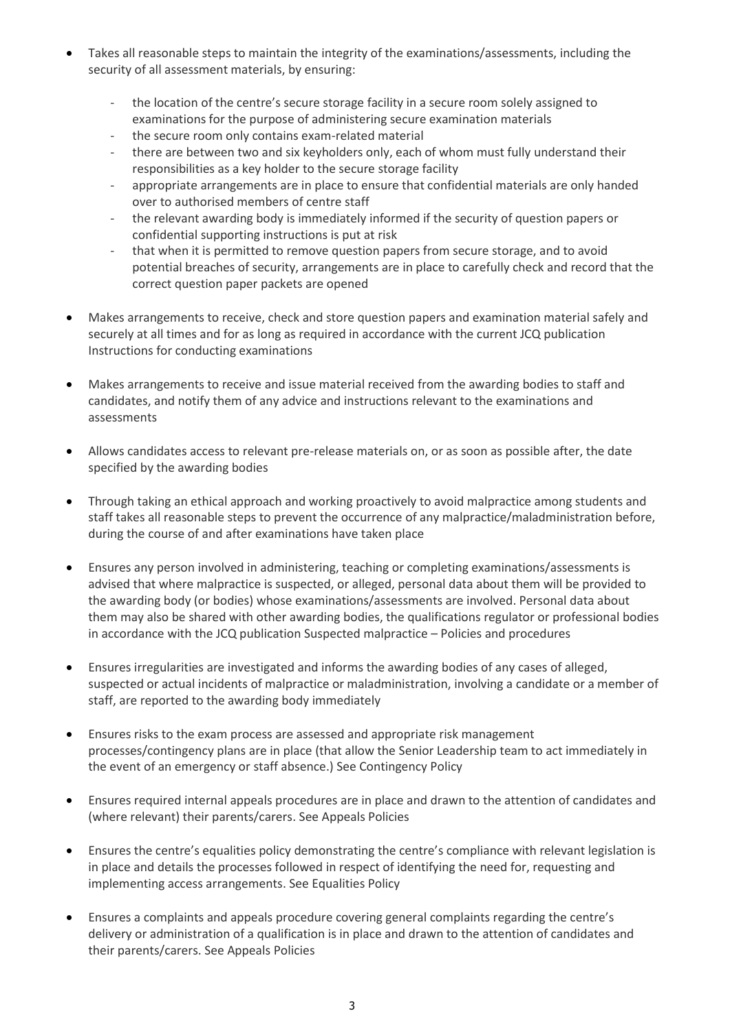- Takes all reasonable steps to maintain the integrity of the examinations/assessments, including the security of all assessment materials, by ensuring:
    - the location of the centre's secure storage facility in a secure room solely assigned to examinations for the purpose of administering secure examination materials
    - the secure room only contains exam-related material
    - there are between two and six keyholders only, each of whom must fully understand their responsibilities as a key holder to the secure storage facility
    - appropriate arrangements are in place to ensure that confidential materials are only handed over to authorised members of centre staff
    - the relevant awarding body is immediately informed if the security of question papers or confidential supporting instructions is put at risk
    - that when it is permitted to remove question papers from secure storage, and to avoid potential breaches of security, arrangements are in place to carefully check and record that the correct question paper packets are opened

- Makes arrangements to receive, check and store question papers and examination material safely and securely at all times and for as long as required in accordance with the current JCQ publication Instructions for conducting examinations

- Makes arrangements to receive and issue material received from the awarding bodies to staff and candidates, and notify them of any advice and instructions relevant to the examinations and assessments

- Allows candidates access to relevant pre-release materials on, or as soon as possible after, the date specified by the awarding bodies

- Through taking an ethical approach and working proactively to avoid malpractice among students and staff takes all reasonable steps to prevent the occurrence of any malpractice/maladministration before, during the course of and after examinations have taken place

- Ensures any person involved in administering, teaching or completing examinations/assessments is advised that where malpractice is suspected, or alleged, personal data about them will be provided to the awarding body (or bodies) whose examinations/assessments are involved. Personal data about them may also be shared with other awarding bodies, the qualifications regulator or professional bodies in accordance with the JCQ publication Suspected malpractice – Policies and procedures

- Ensures irregularities are investigated and informs the awarding bodies of any cases of alleged, suspected or actual incidents of malpractice or maladministration, involving a candidate or a member of staff, are reported to the awarding body immediately

- Ensures risks to the exam process are assessed and appropriate risk management processes/contingency plans are in place (that allow the Senior Leadership team to act immediately in the event of an emergency or staff absence.) See Contingency Policy

- Ensures required internal appeals procedures are in place and drawn to the attention of candidates and (where relevant) their parents/carers. See Appeals Policies

- Ensures the centre's equalities policy demonstrating the centre's compliance with relevant legislation is in place and details the processes followed in respect of identifying the need for, requesting and implementing access arrangements. See Equalities Policy

- Ensures a complaints and appeals procedure covering general complaints regarding the centre's delivery or administration of a qualification is in place and drawn to the attention of candidates and their parents/carers. See Appeals Policies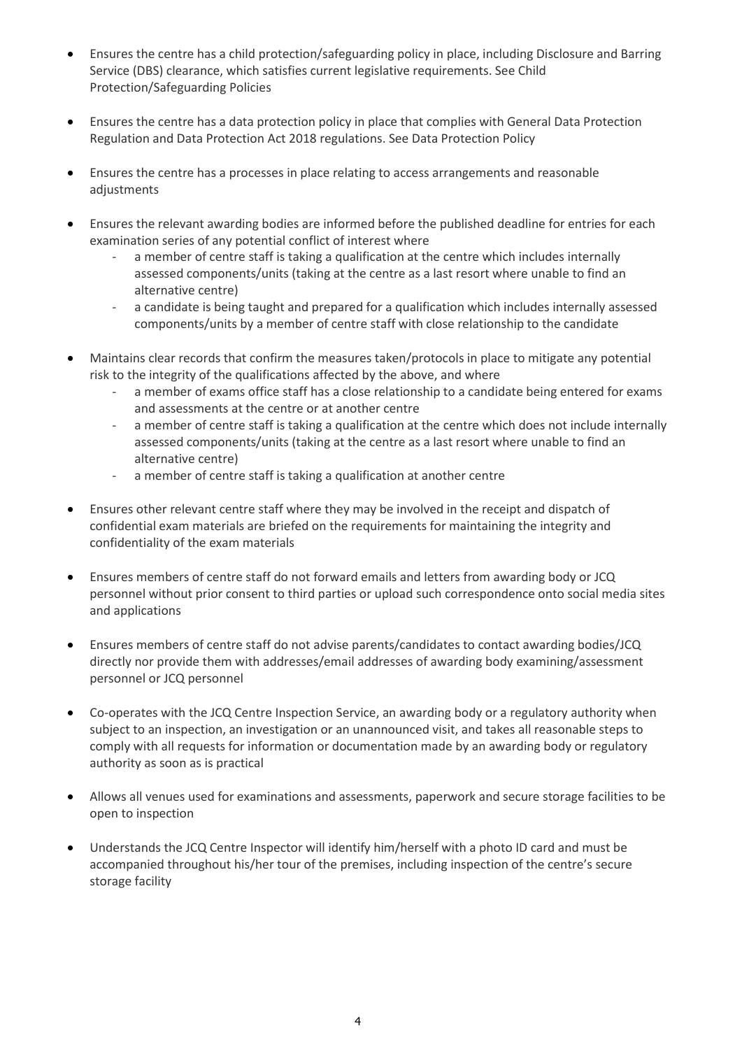- Ensures the centre has a child protection/safeguarding policy in place, including Disclosure and Barring Service (DBS) clearance, which satisfies current legislative requirements. See Child Protection/Safeguarding Policies

- Ensures the centre has a data protection policy in place that complies with General Data Protection Regulation and Data Protection Act 2018 regulations. See Data Protection Policy

- Ensures the centre has a processes in place relating to access arrangements and reasonable adjustments

- Ensures the relevant awarding bodies are informed before the published deadline for entries for each examination series of any potential conflict of interest where
  - a member of centre staff is taking a qualification at the centre which includes internally assessed components/units (taking at the centre as a last resort where unable to find an alternative centre)
  - a candidate is being taught and prepared for a qualification which includes internally assessed components/units by a member of centre staff with close relationship to the candidate

- Maintains clear records that confirm the measures taken/protocols in place to mitigate any potential risk to the integrity of the qualifications affected by the above, and where
  - a member of exams office staff has a close relationship to a candidate being entered for exams and assessments at the centre or at another centre
  - a member of centre staff is taking a qualification at the centre which does not include internally assessed components/units (taking at the centre as a last resort where unable to find an alternative centre)
  - a member of centre staff is taking a qualification at another centre

- Ensures other relevant centre staff where they may be involved in the receipt and dispatch of confidential exam materials are briefed on the requirements for maintaining the integrity and confidentiality of the exam materials

- Ensures members of centre staff do not forward emails and letters from awarding body or JCQ personnel without prior consent to third parties or upload such correspondence onto social media sites and applications

- Ensures members of centre staff do not advise parents/candidates to contact awarding bodies/JCQ directly nor provide them with addresses/email addresses of awarding body examining/assessment personnel or JCQ personnel

- Co-operates with the JCQ Centre Inspection Service, an awarding body or a regulatory authority when subject to an inspection, an investigation or an unannounced visit, and takes all reasonable steps to comply with all requests for information or documentation made by an awarding body or regulatory authority as soon as is practical

- Allows all venues used for examinations and assessments, paperwork and secure storage facilities to be open to inspection

- Understands the JCQ Centre Inspector will identify him/herself with a photo ID card and must be accompanied throughout his/her tour of the premises, including inspection of the centre's secure storage facility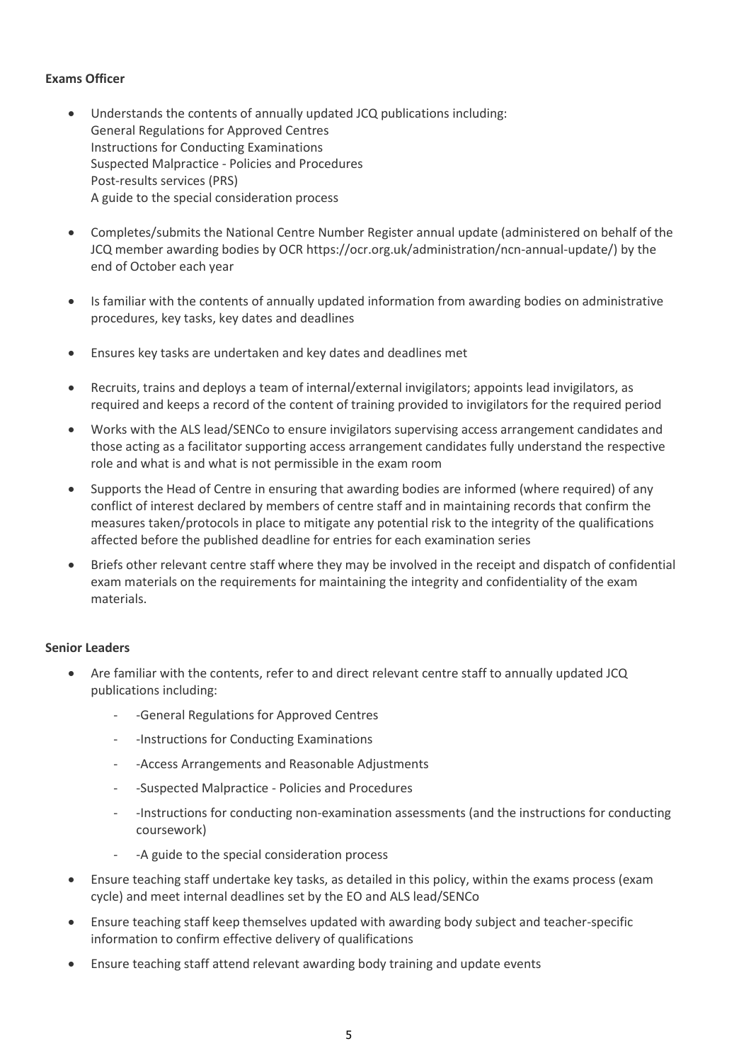**Exams Officer**

- Understands the contents of annually updated JCQ publications including:
  General Regulations for Approved Centres
  Instructions for Conducting Examinations
  Suspected Malpractice - Policies and Procedures
  Post-results services (PRS)
  A guide to the special consideration process
- Completes/submits the National Centre Number Register annual update (administered on behalf of the JCQ member awarding bodies by OCR https://ocr.org.uk/administration/ncn-annual-update/) by the end of October each year
- Is familiar with the contents of annually updated information from awarding bodies on administrative procedures, key tasks, key dates and deadlines
- Ensures key tasks are undertaken and key dates and deadlines met
- Recruits, trains and deploys a team of internal/external invigilators; appoints lead invigilators, as required and keeps a record of the content of training provided to invigilators for the required period
- Works with the ALS lead/SENCo to ensure invigilators supervising access arrangement candidates and those acting as a facilitator supporting access arrangement candidates fully understand the respective role and what is and what is not permissible in the exam room
- Supports the Head of Centre in ensuring that awarding bodies are informed (where required) of any conflict of interest declared by members of centre staff and in maintaining records that confirm the measures taken/protocols in place to mitigate any potential risk to the integrity of the qualifications affected before the published deadline for entries for each examination series
- Briefs other relevant centre staff where they may be involved in the receipt and dispatch of confidential exam materials on the requirements for maintaining the integrity and confidentiality of the exam materials.

**Senior Leaders**

- Are familiar with the contents, refer to and direct relevant centre staff to annually updated JCQ publications including:
  - -General Regulations for Approved Centres
  - -Instructions for Conducting Examinations
  - -Access Arrangements and Reasonable Adjustments
  - -Suspected Malpractice - Policies and Procedures
  - -Instructions for conducting non-examination assessments (and the instructions for conducting coursework)
  - -A guide to the special consideration process
- Ensure teaching staff undertake key tasks, as detailed in this policy, within the exams process (exam cycle) and meet internal deadlines set by the EO and ALS lead/SENCo
- Ensure teaching staff keep themselves updated with awarding body subject and teacher-specific information to confirm effective delivery of qualifications
- Ensure teaching staff attend relevant awarding body training and update events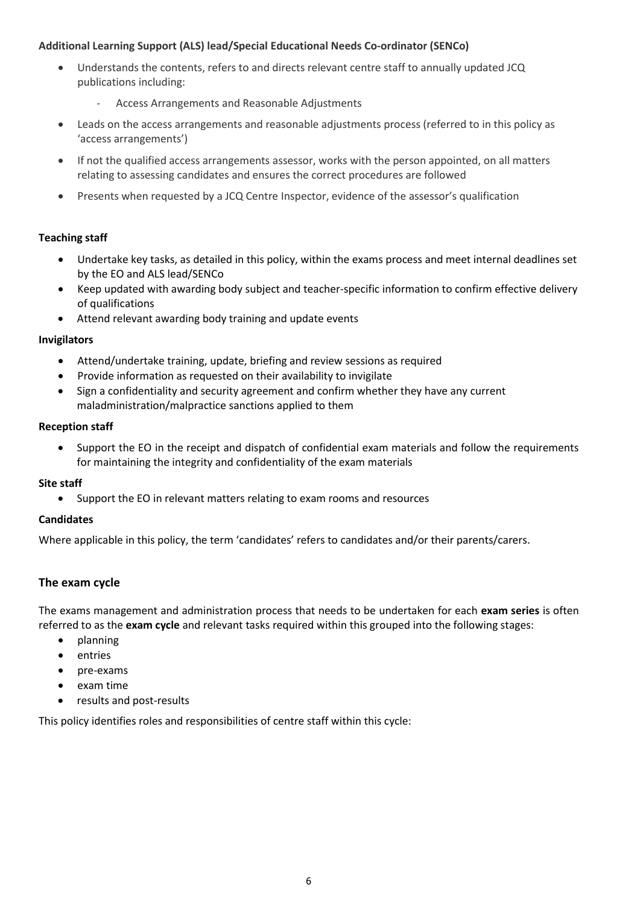**Additional Learning Support (ALS) lead/Special Educational Needs Co-ordinator (SENCo)**

- Understands the contents, refers to and directs relevant centre staff to annually updated JCQ publications including:
    - Access Arrangements and Reasonable Adjustments
- Leads on the access arrangements and reasonable adjustments process (referred to in this policy as 'access arrangements')
- If not the qualified access arrangements assessor, works with the person appointed, on all matters relating to assessing candidates and ensures the correct procedures are followed
- Presents when requested by a JCQ Centre Inspector, evidence of the assessor's qualification

**Teaching staff**

- Undertake key tasks, as detailed in this policy, within the exams process and meet internal deadlines set by the EO and ALS lead/SENCo
- Keep updated with awarding body subject and teacher-specific information to confirm effective delivery of qualifications
- Attend relevant awarding body training and update events

**Invigilators**

- Attend/undertake training, update, briefing and review sessions as required
- Provide information as requested on their availability to invigilate
- Sign a confidentiality and security agreement and confirm whether they have any current maladministration/malpractice sanctions applied to them

**Reception staff**

- Support the EO in the receipt and dispatch of confidential exam materials and follow the requirements for maintaining the integrity and confidentiality of the exam materials

**Site staff**

- Support the EO in relevant matters relating to exam rooms and resources

**Candidates**

Where applicable in this policy, the term 'candidates' refers to candidates and/or their parents/carers.

## The exam cycle

The exams management and administration process that needs to be undertaken for each **exam series** is often referred to as the **exam cycle** and relevant tasks required within this grouped into the following stages:

- planning
- entries
- pre-exams
- exam time
- results and post-results

This policy identifies roles and responsibilities of centre staff within this cycle: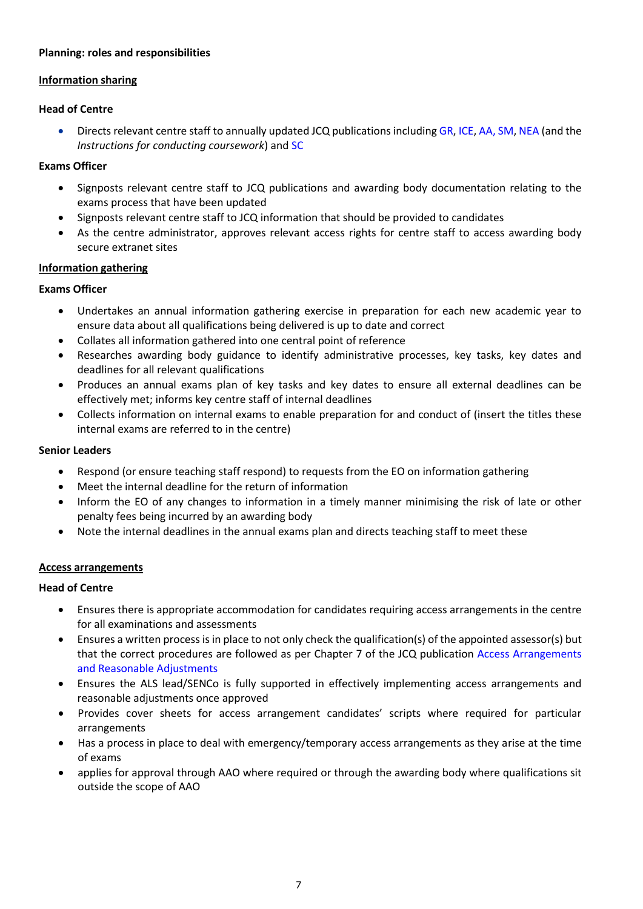**Planning: roles and responsibilities**

**Information sharing**

**Head of Centre**

- Directs relevant centre staff to annually updated JCQ publications including GR, ICE, AA, SM, NEA (and the *Instructions for conducting coursework*) and SC

**Exams Officer**

- Signposts relevant centre staff to JCQ publications and awarding body documentation relating to the exams process that have been updated
- Signposts relevant centre staff to JCQ information that should be provided to candidates
- As the centre administrator, approves relevant access rights for centre staff to access awarding body secure extranet sites

**Information gathering**

**Exams Officer**

- Undertakes an annual information gathering exercise in preparation for each new academic year to ensure data about all qualifications being delivered is up to date and correct
- Collates all information gathered into one central point of reference
- Researches awarding body guidance to identify administrative processes, key tasks, key dates and deadlines for all relevant qualifications
- Produces an annual exams plan of key tasks and key dates to ensure all external deadlines can be effectively met; informs key centre staff of internal deadlines
- Collects information on internal exams to enable preparation for and conduct of (insert the titles these internal exams are referred to in the centre)

**Senior Leaders**

- Respond (or ensure teaching staff respond) to requests from the EO on information gathering
- Meet the internal deadline for the return of information
- Inform the EO of any changes to information in a timely manner minimising the risk of late or other penalty fees being incurred by an awarding body
- Note the internal deadlines in the annual exams plan and directs teaching staff to meet these

**Access arrangements**

**Head of Centre**

- Ensures there is appropriate accommodation for candidates requiring access arrangements in the centre for all examinations and assessments
- Ensures a written process is in place to not only check the qualification(s) of the appointed assessor(s) but that the correct procedures are followed as per Chapter 7 of the JCQ publication Access Arrangements and Reasonable Adjustments
- Ensures the ALS lead/SENCo is fully supported in effectively implementing access arrangements and reasonable adjustments once approved
- Provides cover sheets for access arrangement candidates' scripts where required for particular arrangements
- Has a process in place to deal with emergency/temporary access arrangements as they arise at the time of exams
- applies for approval through AAO where required or through the awarding body where qualifications sit outside the scope of AAO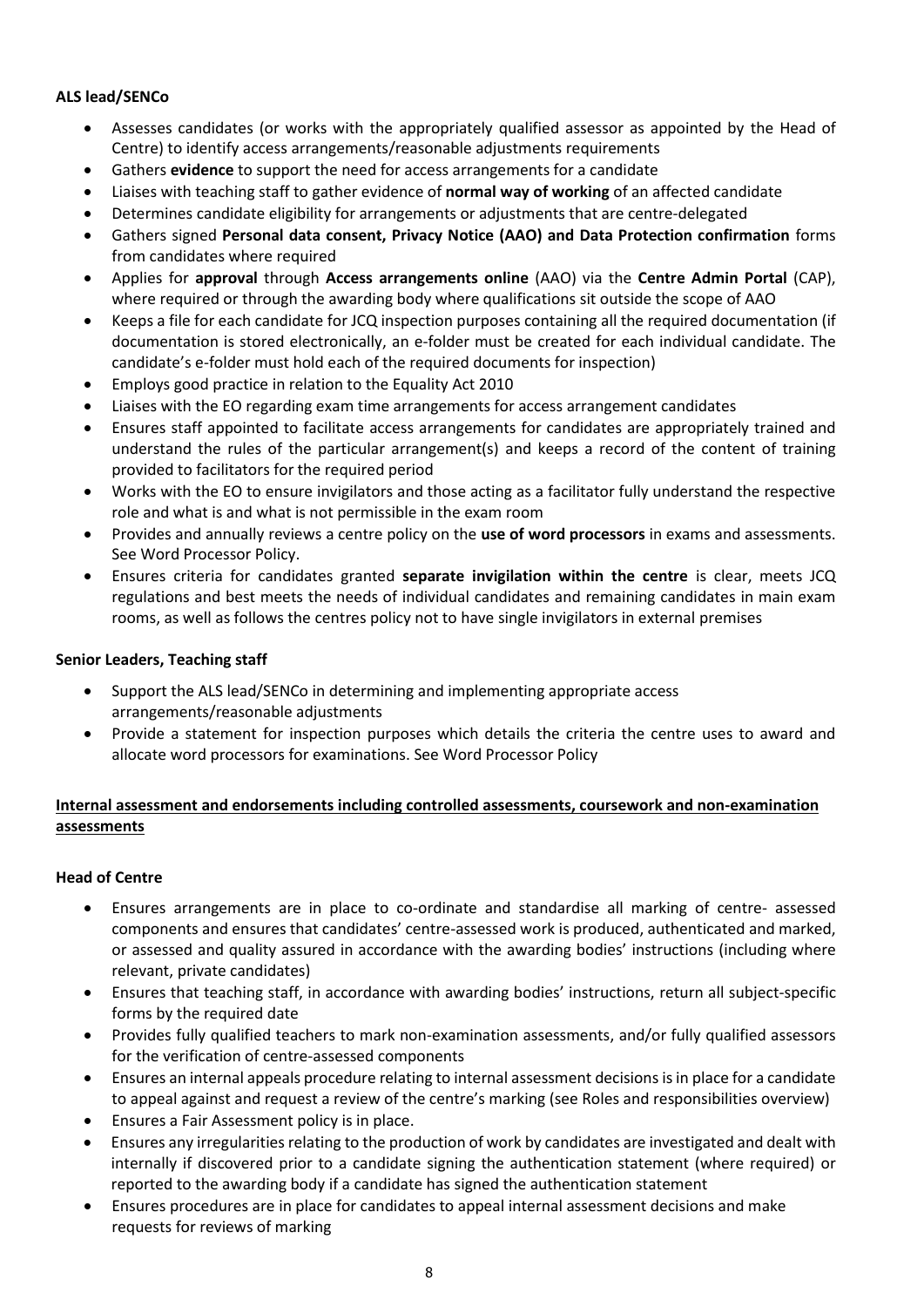**ALS lead/SENCo**

- Assesses candidates (or works with the appropriately qualified assessor as appointed by the Head of Centre) to identify access arrangements/reasonable adjustments requirements
- Gathers **evidence** to support the need for access arrangements for a candidate
- Liaises with teaching staff to gather evidence of **normal way of working** of an affected candidate
- Determines candidate eligibility for arrangements or adjustments that are centre-delegated
- Gathers signed **Personal data consent, Privacy Notice (AAO) and Data Protection confirmation** forms from candidates where required
- Applies for **approval** through **Access arrangements online** (AAO) via the **Centre Admin Portal** (CAP), where required or through the awarding body where qualifications sit outside the scope of AAO
- Keeps a file for each candidate for JCQ inspection purposes containing all the required documentation (if documentation is stored electronically, an e-folder must be created for each individual candidate. The candidate's e-folder must hold each of the required documents for inspection)
- Employs good practice in relation to the Equality Act 2010
- Liaises with the EO regarding exam time arrangements for access arrangement candidates
- Ensures staff appointed to facilitate access arrangements for candidates are appropriately trained and understand the rules of the particular arrangement(s) and keeps a record of the content of training provided to facilitators for the required period
- Works with the EO to ensure invigilators and those acting as a facilitator fully understand the respective role and what is and what is not permissible in the exam room
- Provides and annually reviews a centre policy on the **use of word processors** in exams and assessments. See Word Processor Policy.
- Ensures criteria for candidates granted **separate invigilation within the centre** is clear, meets JCQ regulations and best meets the needs of individual candidates and remaining candidates in main exam rooms, as well as follows the centres policy not to have single invigilators in external premises

**Senior Leaders, Teaching staff**

- Support the ALS lead/SENCo in determining and implementing appropriate access arrangements/reasonable adjustments
- Provide a statement for inspection purposes which details the criteria the centre uses to award and allocate word processors for examinations. See Word Processor Policy

**Internal assessment and endorsements including controlled assessments, coursework and non-examination assessments**

**Head of Centre**

- Ensures arrangements are in place to co-ordinate and standardise all marking of centre- assessed components and ensures that candidates' centre-assessed work is produced, authenticated and marked, or assessed and quality assured in accordance with the awarding bodies' instructions (including where relevant, private candidates)
- Ensures that teaching staff, in accordance with awarding bodies' instructions, return all subject-specific forms by the required date
- Provides fully qualified teachers to mark non-examination assessments, and/or fully qualified assessors for the verification of centre-assessed components
- Ensures an internal appeals procedure relating to internal assessment decisions is in place for a candidate to appeal against and request a review of the centre's marking (see Roles and responsibilities overview)
- Ensures a Fair Assessment policy is in place.
- Ensures any irregularities relating to the production of work by candidates are investigated and dealt with internally if discovered prior to a candidate signing the authentication statement (where required) or reported to the awarding body if a candidate has signed the authentication statement
- Ensures procedures are in place for candidates to appeal internal assessment decisions and make requests for reviews of marking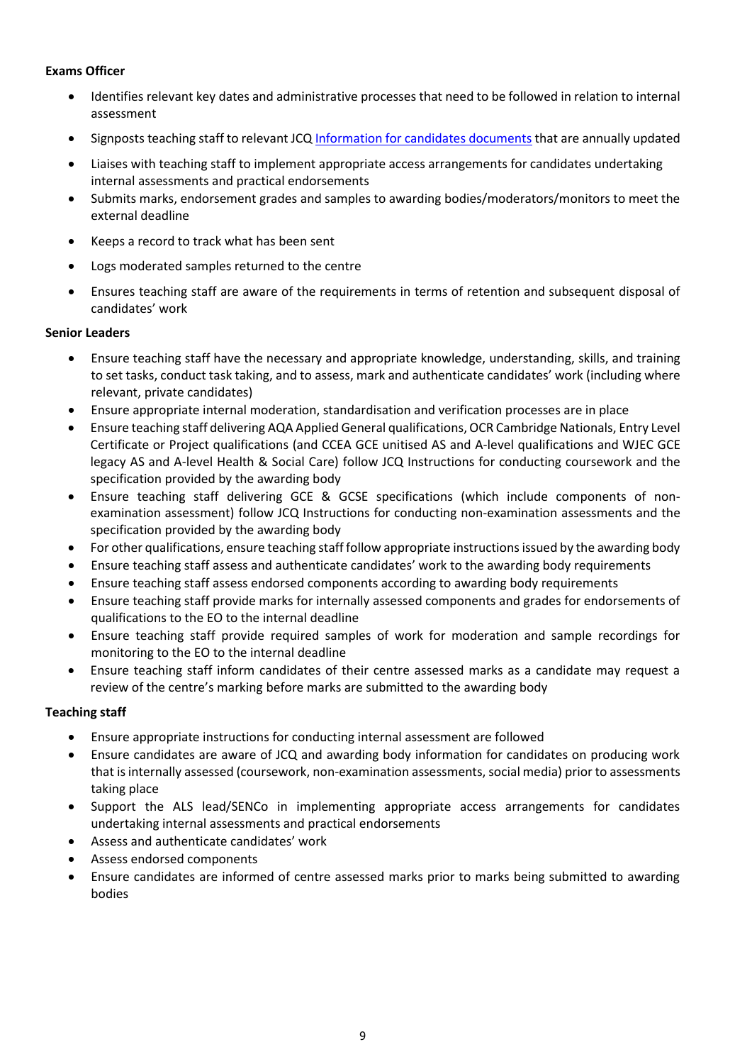**Exams Officer**

- Identifies relevant key dates and administrative processes that need to be followed in relation to internal assessment
- Signposts teaching staff to relevant JCQ [Information for candidates documents] that are annually updated
- Liaises with teaching staff to implement appropriate access arrangements for candidates undertaking internal assessments and practical endorsements
- Submits marks, endorsement grades and samples to awarding bodies/moderators/monitors to meet the external deadline
- Keeps a record to track what has been sent
- Logs moderated samples returned to the centre
- Ensures teaching staff are aware of the requirements in terms of retention and subsequent disposal of candidates' work

**Senior Leaders**

- Ensure teaching staff have the necessary and appropriate knowledge, understanding, skills, and training to set tasks, conduct task taking, and to assess, mark and authenticate candidates' work (including where relevant, private candidates)
- Ensure appropriate internal moderation, standardisation and verification processes are in place
- Ensure teaching staff delivering AQA Applied General qualifications, OCR Cambridge Nationals, Entry Level Certificate or Project qualifications (and CCEA GCE unitised AS and A-level qualifications and WJEC GCE legacy AS and A-level Health & Social Care) follow JCQ Instructions for conducting coursework and the specification provided by the awarding body
- Ensure teaching staff delivering GCE & GCSE specifications (which include components of non-examination assessment) follow JCQ Instructions for conducting non-examination assessments and the specification provided by the awarding body
- For other qualifications, ensure teaching staff follow appropriate instructions issued by the awarding body
- Ensure teaching staff assess and authenticate candidates' work to the awarding body requirements
- Ensure teaching staff assess endorsed components according to awarding body requirements
- Ensure teaching staff provide marks for internally assessed components and grades for endorsements of qualifications to the EO to the internal deadline
- Ensure teaching staff provide required samples of work for moderation and sample recordings for monitoring to the EO to the internal deadline
- Ensure teaching staff inform candidates of their centre assessed marks as a candidate may request a review of the centre's marking before marks are submitted to the awarding body

**Teaching staff**

- Ensure appropriate instructions for conducting internal assessment are followed
- Ensure candidates are aware of JCQ and awarding body information for candidates on producing work that is internally assessed (coursework, non-examination assessments, social media) prior to assessments taking place
- Support the ALS lead/SENCo in implementing appropriate access arrangements for candidates undertaking internal assessments and practical endorsements
- Assess and authenticate candidates' work
- Assess endorsed components
- Ensure candidates are informed of centre assessed marks prior to marks being submitted to awarding bodies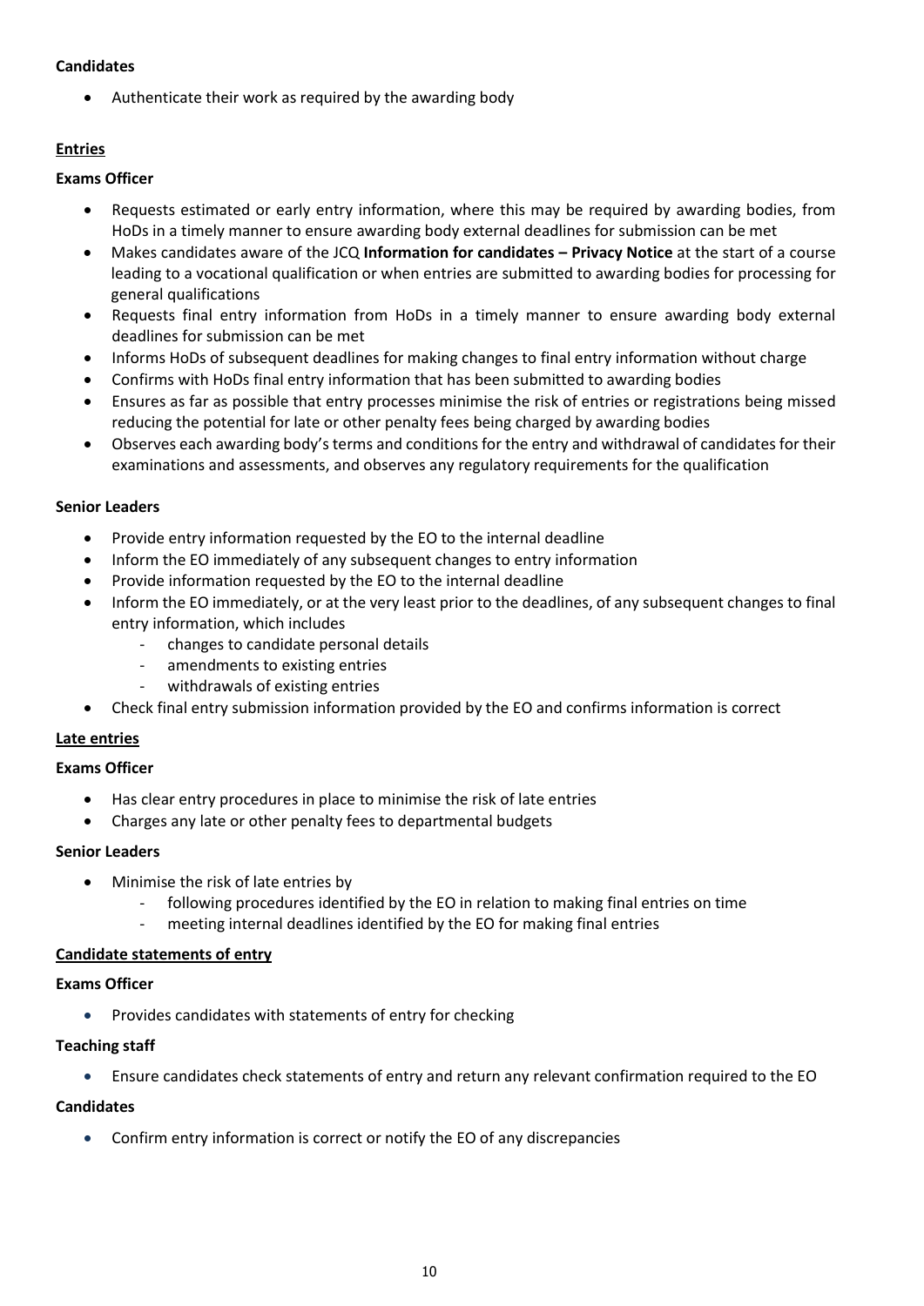**Candidates**

- Authenticate their work as required by the awarding body

**Entries**

**Exams Officer**

- Requests estimated or early entry information, where this may be required by awarding bodies, from HoDs in a timely manner to ensure awarding body external deadlines for submission can be met
- Makes candidates aware of the JCQ **Information for candidates – Privacy Notice** at the start of a course leading to a vocational qualification or when entries are submitted to awarding bodies for processing for general qualifications
- Requests final entry information from HoDs in a timely manner to ensure awarding body external deadlines for submission can be met
- Informs HoDs of subsequent deadlines for making changes to final entry information without charge
- Confirms with HoDs final entry information that has been submitted to awarding bodies
- Ensures as far as possible that entry processes minimise the risk of entries or registrations being missed reducing the potential for late or other penalty fees being charged by awarding bodies
- Observes each awarding body's terms and conditions for the entry and withdrawal of candidates for their examinations and assessments, and observes any regulatory requirements for the qualification

**Senior Leaders**

- Provide entry information requested by the EO to the internal deadline
- Inform the EO immediately of any subsequent changes to entry information
- Provide information requested by the EO to the internal deadline
- Inform the EO immediately, or at the very least prior to the deadlines, of any subsequent changes to final entry information, which includes
    - changes to candidate personal details
    - amendments to existing entries
    - withdrawals of existing entries
- Check final entry submission information provided by the EO and confirms information is correct

**Late entries**

**Exams Officer**

- Has clear entry procedures in place to minimise the risk of late entries
- Charges any late or other penalty fees to departmental budgets

**Senior Leaders**

- Minimise the risk of late entries by
    - following procedures identified by the EO in relation to making final entries on time
    - meeting internal deadlines identified by the EO for making final entries

**Candidate statements of entry**

**Exams Officer**

- Provides candidates with statements of entry for checking

**Teaching staff**

- Ensure candidates check statements of entry and return any relevant confirmation required to the EO

**Candidates**

- Confirm entry information is correct or notify the EO of any discrepancies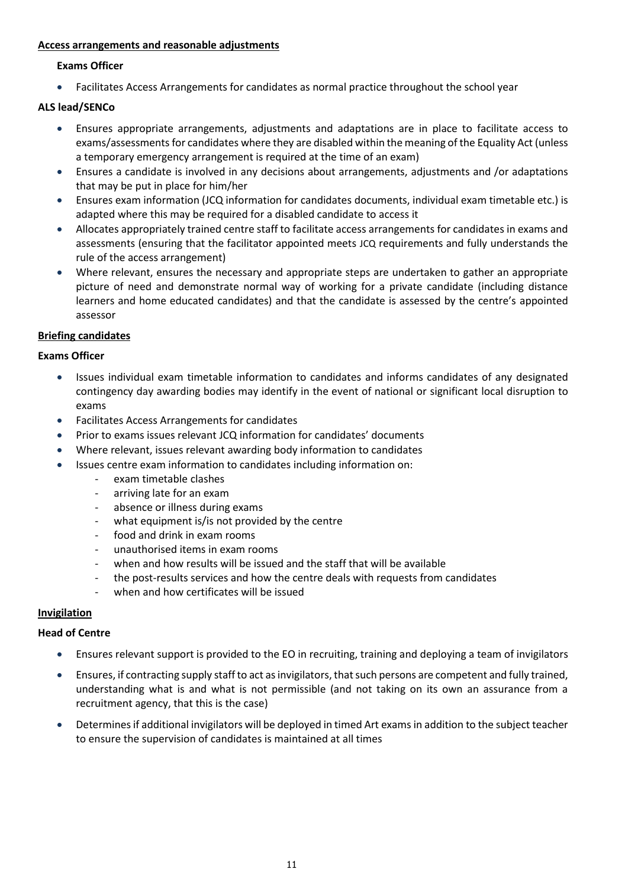**Access arrangements and reasonable adjustments**

**Exams Officer**

- Facilitates Access Arrangements for candidates as normal practice throughout the school year

**ALS lead/SENCo**

- Ensures appropriate arrangements, adjustments and adaptations are in place to facilitate access to exams/assessments for candidates where they are disabled within the meaning of the Equality Act (unless a temporary emergency arrangement is required at the time of an exam)
- Ensures a candidate is involved in any decisions about arrangements, adjustments and /or adaptations that may be put in place for him/her
- Ensures exam information (JCQ information for candidates documents, individual exam timetable etc.) is adapted where this may be required for a disabled candidate to access it
- Allocates appropriately trained centre staff to facilitate access arrangements for candidates in exams and assessments (ensuring that the facilitator appointed meets JCQ requirements and fully understands the rule of the access arrangement)
- Where relevant, ensures the necessary and appropriate steps are undertaken to gather an appropriate picture of need and demonstrate normal way of working for a private candidate (including distance learners and home educated candidates) and that the candidate is assessed by the centre's appointed assessor

**Briefing candidates**

**Exams Officer**

- Issues individual exam timetable information to candidates and informs candidates of any designated contingency day awarding bodies may identify in the event of national or significant local disruption to exams
- Facilitates Access Arrangements for candidates
- Prior to exams issues relevant JCQ information for candidates' documents
- Where relevant, issues relevant awarding body information to candidates
- Issues centre exam information to candidates including information on:
  - exam timetable clashes
  - arriving late for an exam
  - absence or illness during exams
  - what equipment is/is not provided by the centre
  - food and drink in exam rooms
  - unauthorised items in exam rooms
  - when and how results will be issued and the staff that will be available
  - the post-results services and how the centre deals with requests from candidates
  - when and how certificates will be issued

**Invigilation**

**Head of Centre**

- Ensures relevant support is provided to the EO in recruiting, training and deploying a team of invigilators
- Ensures, if contracting supply staff to act as invigilators, that such persons are competent and fully trained, understanding what is and what is not permissible (and not taking on its own an assurance from a recruitment agency, that this is the case)
- Determines if additional invigilators will be deployed in timed Art exams in addition to the subject teacher to ensure the supervision of candidates is maintained at all times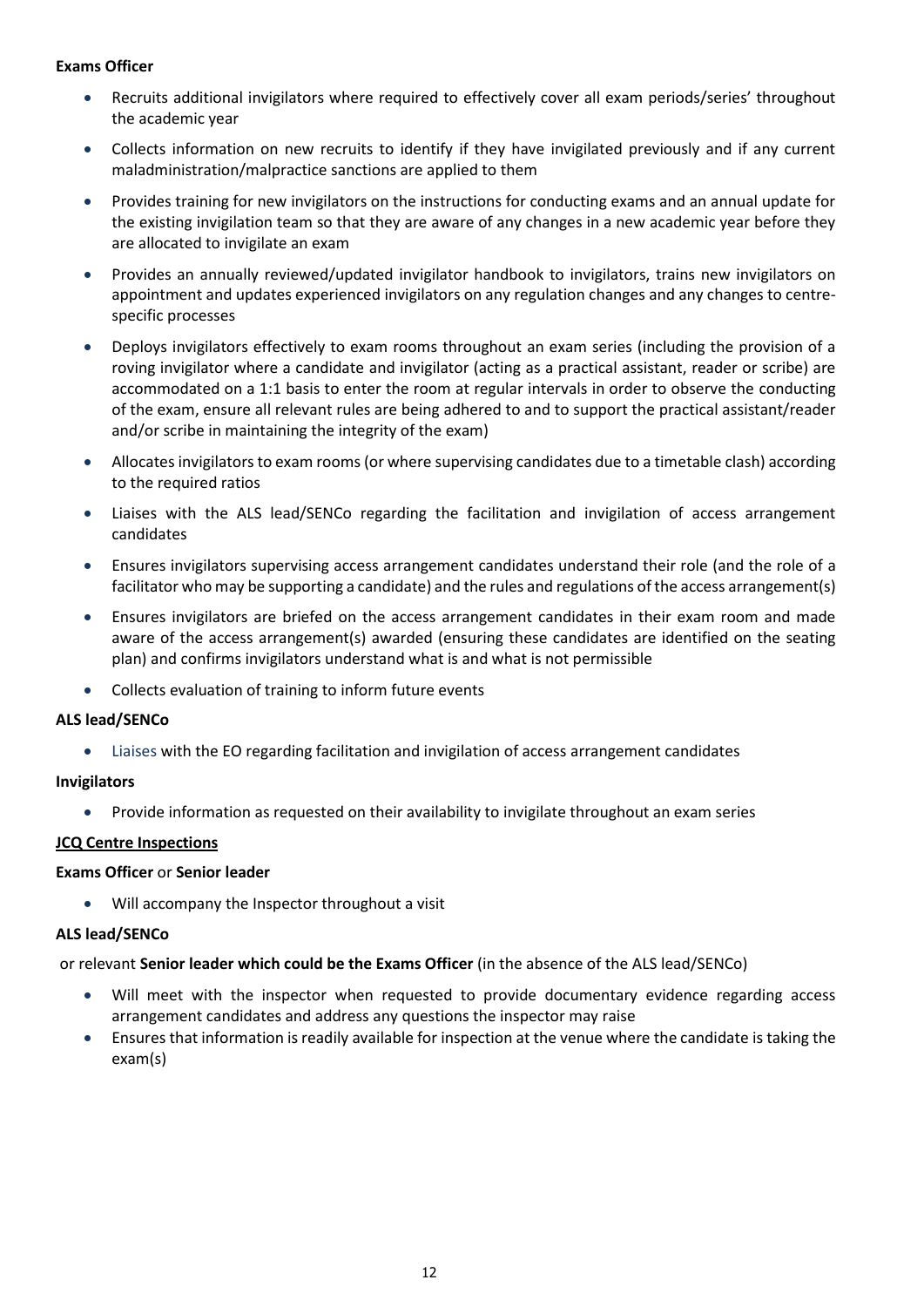**Exams Officer**

- Recruits additional invigilators where required to effectively cover all exam periods/series' throughout the academic year
- Collects information on new recruits to identify if they have invigilated previously and if any current maladministration/malpractice sanctions are applied to them
- Provides training for new invigilators on the instructions for conducting exams and an annual update for the existing invigilation team so that they are aware of any changes in a new academic year before they are allocated to invigilate an exam
- Provides an annually reviewed/updated invigilator handbook to invigilators, trains new invigilators on appointment and updates experienced invigilators on any regulation changes and any changes to centre-specific processes
- Deploys invigilators effectively to exam rooms throughout an exam series (including the provision of a roving invigilator where a candidate and invigilator (acting as a practical assistant, reader or scribe) are accommodated on a 1:1 basis to enter the room at regular intervals in order to observe the conducting of the exam, ensure all relevant rules are being adhered to and to support the practical assistant/reader and/or scribe in maintaining the integrity of the exam)
- Allocates invigilators to exam rooms (or where supervising candidates due to a timetable clash) according to the required ratios
- Liaises with the ALS lead/SENCo regarding the facilitation and invigilation of access arrangement candidates
- Ensures invigilators supervising access arrangement candidates understand their role (and the role of a facilitator who may be supporting a candidate) and the rules and regulations of the access arrangement(s)
- Ensures invigilators are briefed on the access arrangement candidates in their exam room and made aware of the access arrangement(s) awarded (ensuring these candidates are identified on the seating plan) and confirms invigilators understand what is and what is not permissible
- Collects evaluation of training to inform future events

**ALS lead/SENCo**

- Liaises with the EO regarding facilitation and invigilation of access arrangement candidates

**Invigilators**

- Provide information as requested on their availability to invigilate throughout an exam series

**JCQ Centre Inspections**

**Exams Officer** or **Senior leader**

- Will accompany the Inspector throughout a visit

**ALS lead/SENCo**

or relevant **Senior leader which could be the Exams Officer** (in the absence of the ALS lead/SENCo)

- Will meet with the inspector when requested to provide documentary evidence regarding access arrangement candidates and address any questions the inspector may raise
- Ensures that information is readily available for inspection at the venue where the candidate is taking the exam(s)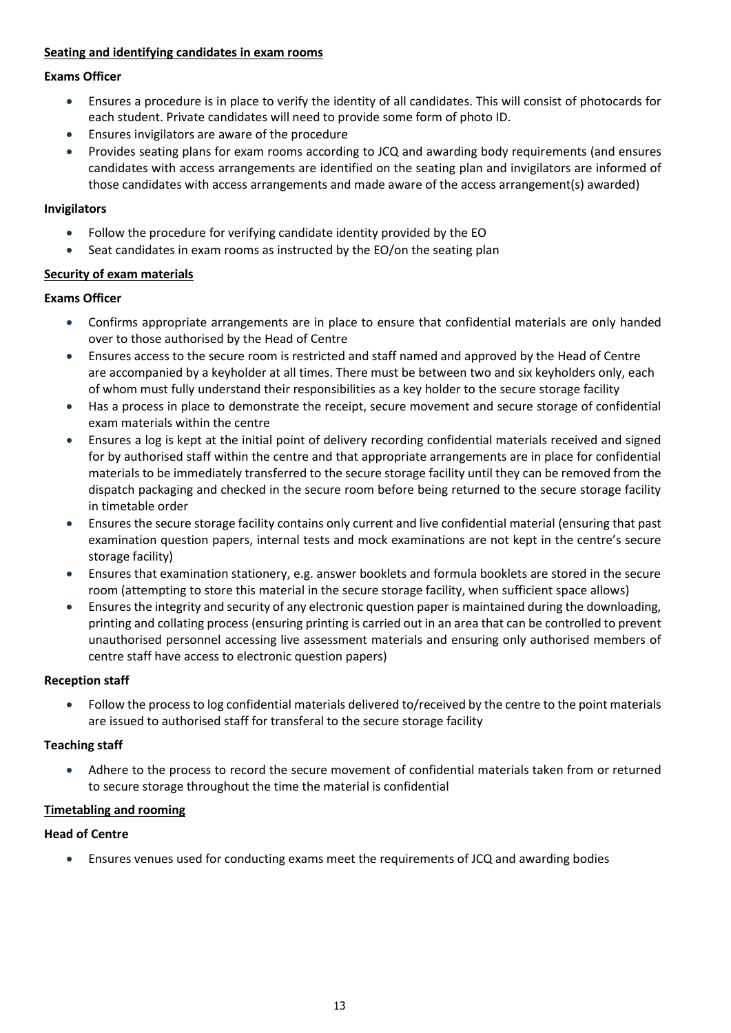**Seating and identifying candidates in exam rooms**

**Exams Officer**

- Ensures a procedure is in place to verify the identity of all candidates. This will consist of photocards for each student. Private candidates will need to provide some form of photo ID.
- Ensures invigilators are aware of the procedure
- Provides seating plans for exam rooms according to JCQ and awarding body requirements (and ensures candidates with access arrangements are identified on the seating plan and invigilators are informed of those candidates with access arrangements and made aware of the access arrangement(s) awarded)

**Invigilators**

- Follow the procedure for verifying candidate identity provided by the EO
- Seat candidates in exam rooms as instructed by the EO/on the seating plan

**Security of exam materials**

**Exams Officer**

- Confirms appropriate arrangements are in place to ensure that confidential materials are only handed over to those authorised by the Head of Centre
- Ensures access to the secure room is restricted and staff named and approved by the Head of Centre are accompanied by a keyholder at all times. There must be between two and six keyholders only, each of whom must fully understand their responsibilities as a key holder to the secure storage facility
- Has a process in place to demonstrate the receipt, secure movement and secure storage of confidential exam materials within the centre
- Ensures a log is kept at the initial point of delivery recording confidential materials received and signed for by authorised staff within the centre and that appropriate arrangements are in place for confidential materials to be immediately transferred to the secure storage facility until they can be removed from the dispatch packaging and checked in the secure room before being returned to the secure storage facility in timetable order
- Ensures the secure storage facility contains only current and live confidential material (ensuring that past examination question papers, internal tests and mock examinations are not kept in the centre's secure storage facility)
- Ensures that examination stationery, e.g. answer booklets and formula booklets are stored in the secure room (attempting to store this material in the secure storage facility, when sufficient space allows)
- Ensures the integrity and security of any electronic question paper is maintained during the downloading, printing and collating process (ensuring printing is carried out in an area that can be controlled to prevent unauthorised personnel accessing live assessment materials and ensuring only authorised members of centre staff have access to electronic question papers)

**Reception staff**

- Follow the process to log confidential materials delivered to/received by the centre to the point materials are issued to authorised staff for transferal to the secure storage facility

**Teaching staff**

- Adhere to the process to record the secure movement of confidential materials taken from or returned to secure storage throughout the time the material is confidential

**Timetabling and rooming**

**Head of Centre**

- Ensures venues used for conducting exams meet the requirements of JCQ and awarding bodies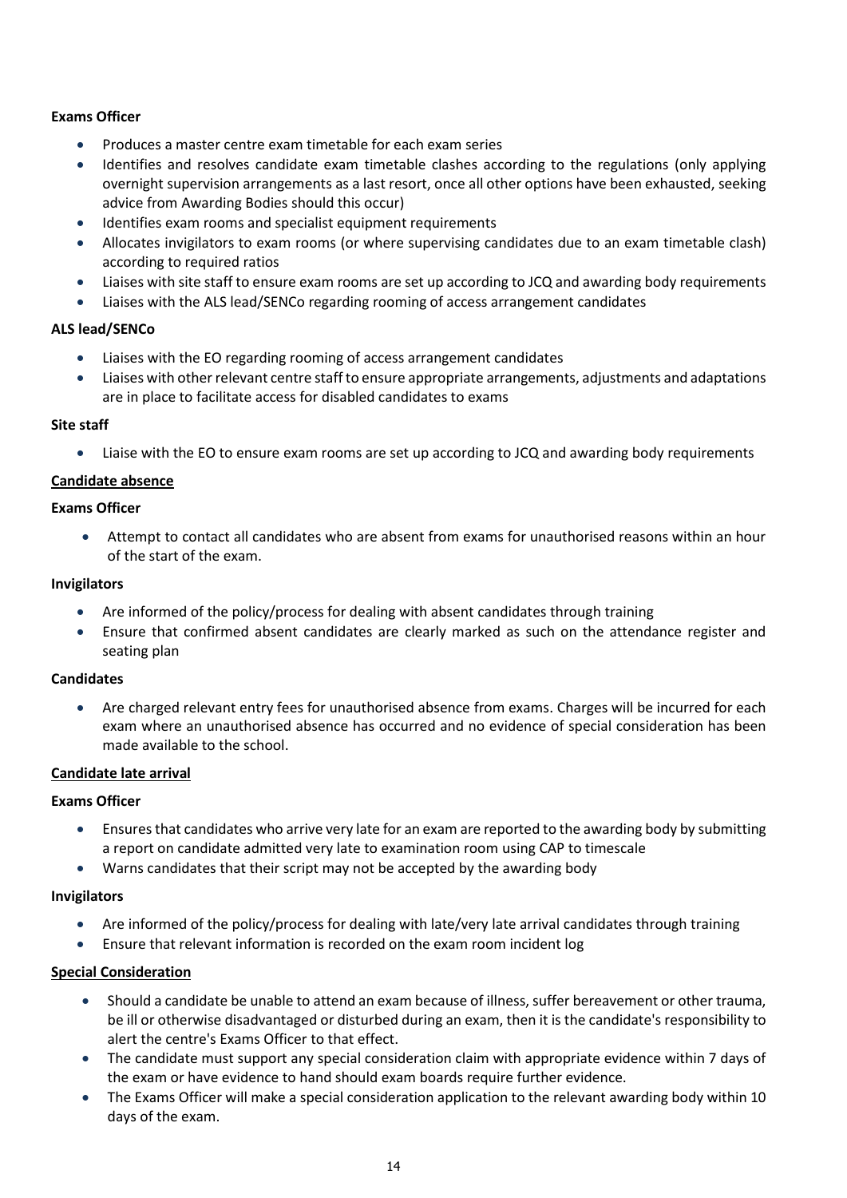**Exams Officer**

- Produces a master centre exam timetable for each exam series
- Identifies and resolves candidate exam timetable clashes according to the regulations (only applying overnight supervision arrangements as a last resort, once all other options have been exhausted, seeking advice from Awarding Bodies should this occur)
- Identifies exam rooms and specialist equipment requirements
- Allocates invigilators to exam rooms (or where supervising candidates due to an exam timetable clash) according to required ratios
- Liaises with site staff to ensure exam rooms are set up according to JCQ and awarding body requirements
- Liaises with the ALS lead/SENCo regarding rooming of access arrangement candidates

**ALS lead/SENCo**

- Liaises with the EO regarding rooming of access arrangement candidates
- Liaises with other relevant centre staff to ensure appropriate arrangements, adjustments and adaptations are in place to facilitate access for disabled candidates to exams

**Site staff**

- Liaise with the EO to ensure exam rooms are set up according to JCQ and awarding body requirements

**Candidate absence**

**Exams Officer**

- Attempt to contact all candidates who are absent from exams for unauthorised reasons within an hour of the start of the exam.

**Invigilators**

- Are informed of the policy/process for dealing with absent candidates through training
- Ensure that confirmed absent candidates are clearly marked as such on the attendance register and seating plan

**Candidates**

- Are charged relevant entry fees for unauthorised absence from exams. Charges will be incurred for each exam where an unauthorised absence has occurred and no evidence of special consideration has been made available to the school.

**Candidate late arrival**

**Exams Officer**

- Ensures that candidates who arrive very late for an exam are reported to the awarding body by submitting a report on candidate admitted very late to examination room using CAP to timescale
- Warns candidates that their script may not be accepted by the awarding body

**Invigilators**

- Are informed of the policy/process for dealing with late/very late arrival candidates through training
- Ensure that relevant information is recorded on the exam room incident log

**Special Consideration**

- Should a candidate be unable to attend an exam because of illness, suffer bereavement or other trauma, be ill or otherwise disadvantaged or disturbed during an exam, then it is the candidate's responsibility to alert the centre's Exams Officer to that effect.
- The candidate must support any special consideration claim with appropriate evidence within 7 days of the exam or have evidence to hand should exam boards require further evidence.
- The Exams Officer will make a special consideration application to the relevant awarding body within 10 days of the exam.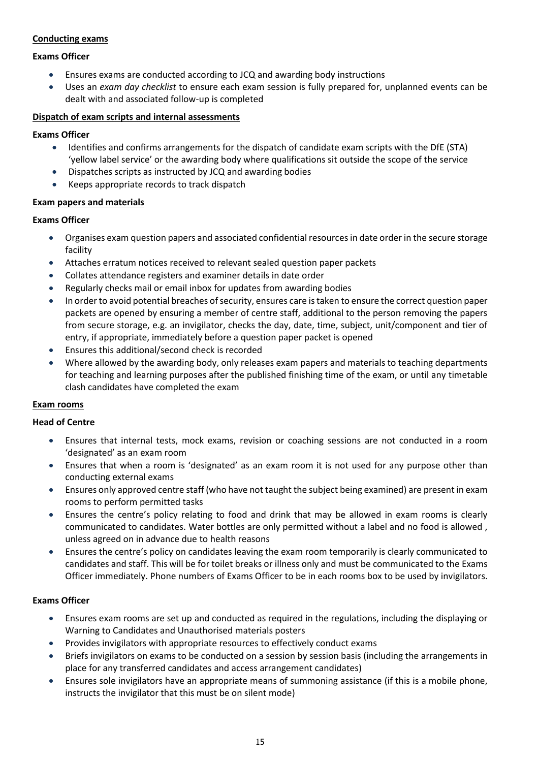**Conducting exams**

**Exams Officer**

- Ensures exams are conducted according to JCQ and awarding body instructions
- Uses an *exam day checklist* to ensure each exam session is fully prepared for, unplanned events can be dealt with and associated follow-up is completed

**Dispatch of exam scripts and internal assessments**

**Exams Officer**

- Identifies and confirms arrangements for the dispatch of candidate exam scripts with the DfE (STA) 'yellow label service' or the awarding body where qualifications sit outside the scope of the service
- Dispatches scripts as instructed by JCQ and awarding bodies
- Keeps appropriate records to track dispatch

**Exam papers and materials**

**Exams Officer**

- Organises exam question papers and associated confidential resources in date order in the secure storage facility
- Attaches erratum notices received to relevant sealed question paper packets
- Collates attendance registers and examiner details in date order
- Regularly checks mail or email inbox for updates from awarding bodies
- In order to avoid potential breaches of security, ensures care is taken to ensure the correct question paper packets are opened by ensuring a member of centre staff, additional to the person removing the papers from secure storage, e.g. an invigilator, checks the day, date, time, subject, unit/component and tier of entry, if appropriate, immediately before a question paper packet is opened
- Ensures this additional/second check is recorded
- Where allowed by the awarding body, only releases exam papers and materials to teaching departments for teaching and learning purposes after the published finishing time of the exam, or until any timetable clash candidates have completed the exam

**Exam rooms**

**Head of Centre**

- Ensures that internal tests, mock exams, revision or coaching sessions are not conducted in a room 'designated' as an exam room
- Ensures that when a room is 'designated' as an exam room it is not used for any purpose other than conducting external exams
- Ensures only approved centre staff (who have not taught the subject being examined) are present in exam rooms to perform permitted tasks
- Ensures the centre's policy relating to food and drink that may be allowed in exam rooms is clearly communicated to candidates. Water bottles are only permitted without a label and no food is allowed , unless agreed on in advance due to health reasons
- Ensures the centre's policy on candidates leaving the exam room temporarily is clearly communicated to candidates and staff. This will be for toilet breaks or illness only and must be communicated to the Exams Officer immediately. Phone numbers of Exams Officer to be in each rooms box to be used by invigilators.

**Exams Officer**

- Ensures exam rooms are set up and conducted as required in the regulations, including the displaying or Warning to Candidates and Unauthorised materials posters
- Provides invigilators with appropriate resources to effectively conduct exams
- Briefs invigilators on exams to be conducted on a session by session basis (including the arrangements in place for any transferred candidates and access arrangement candidates)
- Ensures sole invigilators have an appropriate means of summoning assistance (if this is a mobile phone, instructs the invigilator that this must be on silent mode)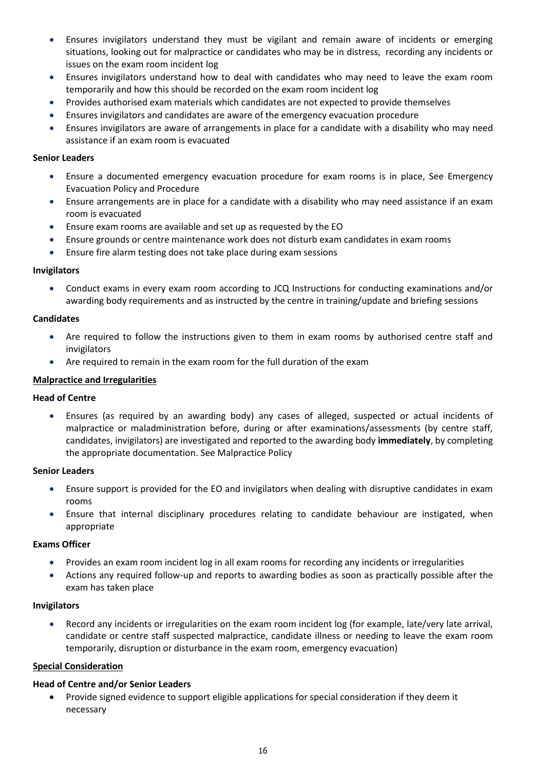- Ensures invigilators understand they must be vigilant and remain aware of incidents or emerging situations, looking out for malpractice or candidates who may be in distress, recording any incidents or issues on the exam room incident log
- Ensures invigilators understand how to deal with candidates who may need to leave the exam room temporarily and how this should be recorded on the exam room incident log
- Provides authorised exam materials which candidates are not expected to provide themselves
- Ensures invigilators and candidates are aware of the emergency evacuation procedure
- Ensures invigilators are aware of arrangements in place for a candidate with a disability who may need assistance if an exam room is evacuated

**Senior Leaders**

- Ensure a documented emergency evacuation procedure for exam rooms is in place, See Emergency Evacuation Policy and Procedure
- Ensure arrangements are in place for a candidate with a disability who may need assistance if an exam room is evacuated
- Ensure exam rooms are available and set up as requested by the EO
- Ensure grounds or centre maintenance work does not disturb exam candidates in exam rooms
- Ensure fire alarm testing does not take place during exam sessions

**Invigilators**

- Conduct exams in every exam room according to JCQ Instructions for conducting examinations and/or awarding body requirements and as instructed by the centre in training/update and briefing sessions

**Candidates**

- Are required to follow the instructions given to them in exam rooms by authorised centre staff and invigilators
- Are required to remain in the exam room for the full duration of the exam

**Malpractice and Irregularities**

**Head of Centre**

- Ensures (as required by an awarding body) any cases of alleged, suspected or actual incidents of malpractice or maladministration before, during or after examinations/assessments (by centre staff, candidates, invigilators) are investigated and reported to the awarding body **immediately**, by completing the appropriate documentation. See Malpractice Policy

**Senior Leaders**

- Ensure support is provided for the EO and invigilators when dealing with disruptive candidates in exam rooms
- Ensure that internal disciplinary procedures relating to candidate behaviour are instigated, when appropriate

**Exams Officer**

- Provides an exam room incident log in all exam rooms for recording any incidents or irregularities
- Actions any required follow-up and reports to awarding bodies as soon as practically possible after the exam has taken place

**Invigilators**

- Record any incidents or irregularities on the exam room incident log (for example, late/very late arrival, candidate or centre staff suspected malpractice, candidate illness or needing to leave the exam room temporarily, disruption or disturbance in the exam room, emergency evacuation)

**Special Consideration**

**Head of Centre and/or Senior Leaders**

- Provide signed evidence to support eligible applications for special consideration if they deem it necessary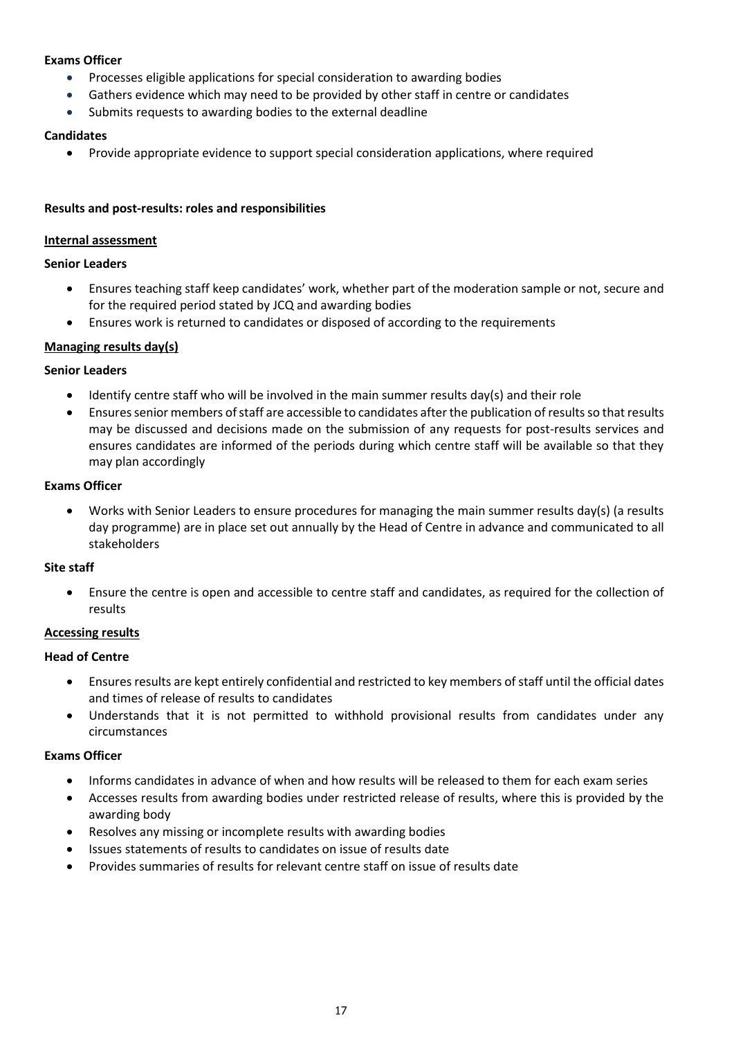**Exams Officer**

- Processes eligible applications for special consideration to awarding bodies
- Gathers evidence which may need to be provided by other staff in centre or candidates
- Submits requests to awarding bodies to the external deadline

**Candidates**

- Provide appropriate evidence to support special consideration applications, where required

**Results and post-results: roles and responsibilities**

**Internal assessment**

**Senior Leaders**

- Ensures teaching staff keep candidates' work, whether part of the moderation sample or not, secure and for the required period stated by JCQ and awarding bodies
- Ensures work is returned to candidates or disposed of according to the requirements

**Managing results day(s)**

**Senior Leaders**

- Identify centre staff who will be involved in the main summer results day(s) and their role
- Ensures senior members of staff are accessible to candidates after the publication of results so that results may be discussed and decisions made on the submission of any requests for post-results services and ensures candidates are informed of the periods during which centre staff will be available so that they may plan accordingly

**Exams Officer**

- Works with Senior Leaders to ensure procedures for managing the main summer results day(s) (a results day programme) are in place set out annually by the Head of Centre in advance and communicated to all stakeholders

**Site staff**

- Ensure the centre is open and accessible to centre staff and candidates, as required for the collection of results

**Accessing results**

**Head of Centre**

- Ensures results are kept entirely confidential and restricted to key members of staff until the official dates and times of release of results to candidates
- Understands that it is not permitted to withhold provisional results from candidates under any circumstances

**Exams Officer**

- Informs candidates in advance of when and how results will be released to them for each exam series
- Accesses results from awarding bodies under restricted release of results, where this is provided by the awarding body
- Resolves any missing or incomplete results with awarding bodies
- Issues statements of results to candidates on issue of results date
- Provides summaries of results for relevant centre staff on issue of results date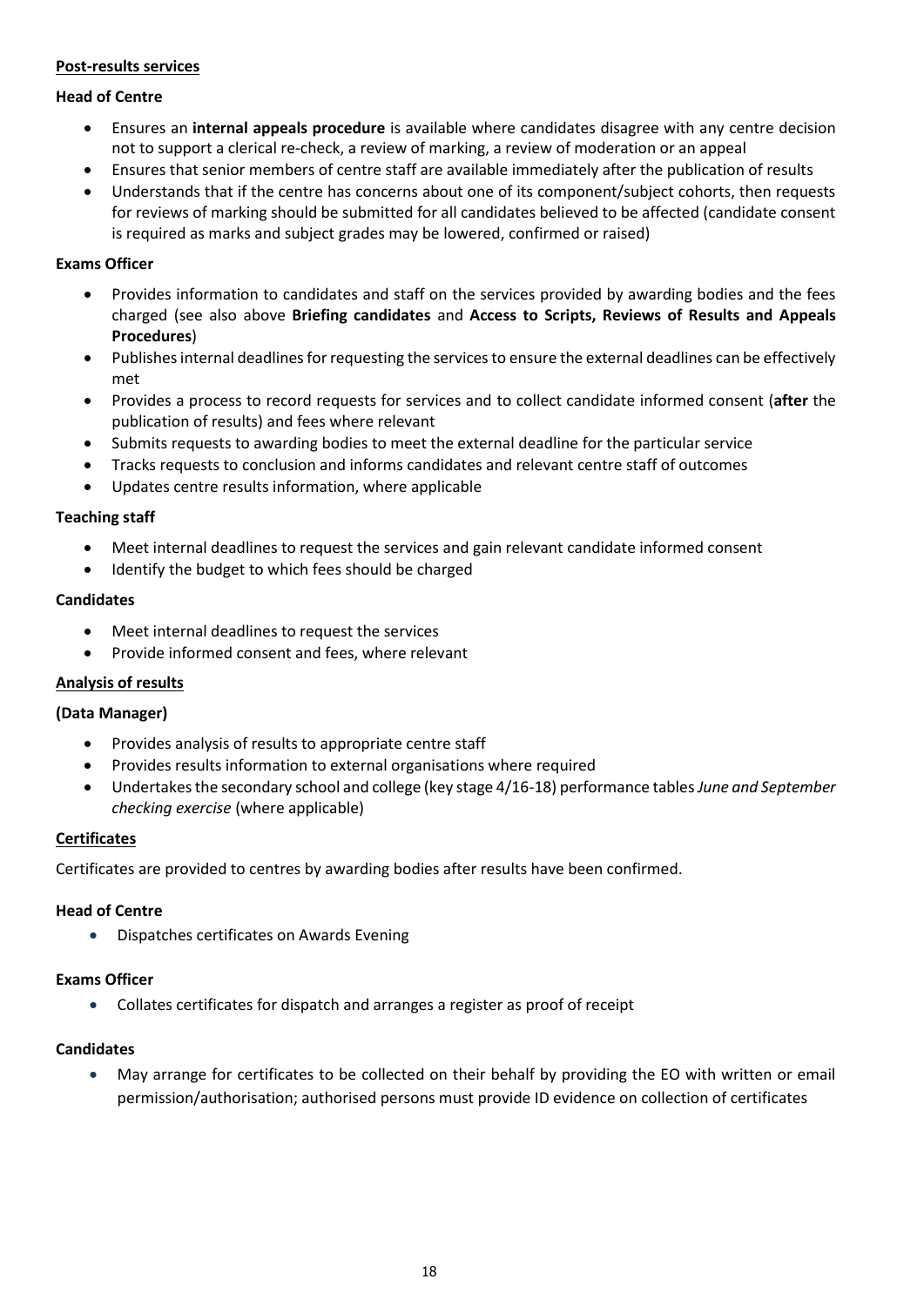**Post-results services**

**Head of Centre**

- Ensures an **internal appeals procedure** is available where candidates disagree with any centre decision not to support a clerical re-check, a review of marking, a review of moderation or an appeal
- Ensures that senior members of centre staff are available immediately after the publication of results
- Understands that if the centre has concerns about one of its component/subject cohorts, then requests for reviews of marking should be submitted for all candidates believed to be affected (candidate consent is required as marks and subject grades may be lowered, confirmed or raised)

**Exams Officer**

- Provides information to candidates and staff on the services provided by awarding bodies and the fees charged (see also above **Briefing candidates** and **Access to Scripts, Reviews of Results and Appeals Procedures**)
- Publishes internal deadlines for requesting the services to ensure the external deadlines can be effectively met
- Provides a process to record requests for services and to collect candidate informed consent (**after** the publication of results) and fees where relevant
- Submits requests to awarding bodies to meet the external deadline for the particular service
- Tracks requests to conclusion and informs candidates and relevant centre staff of outcomes
- Updates centre results information, where applicable

**Teaching staff**

- Meet internal deadlines to request the services and gain relevant candidate informed consent
- Identify the budget to which fees should be charged

**Candidates**

- Meet internal deadlines to request the services
- Provide informed consent and fees, where relevant

**Analysis of results**

**(Data Manager)**

- Provides analysis of results to appropriate centre staff
- Provides results information to external organisations where required
- Undertakes the secondary school and college (key stage 4/16-18) performance tables *June and September checking exercise* (where applicable)

**Certificates**

Certificates are provided to centres by awarding bodies after results have been confirmed.

**Head of Centre**

- Dispatches certificates on Awards Evening

**Exams Officer**

- Collates certificates for dispatch and arranges a register as proof of receipt

**Candidates**

- May arrange for certificates to be collected on their behalf by providing the EO with written or email permission/authorisation; authorised persons must provide ID evidence on collection of certificates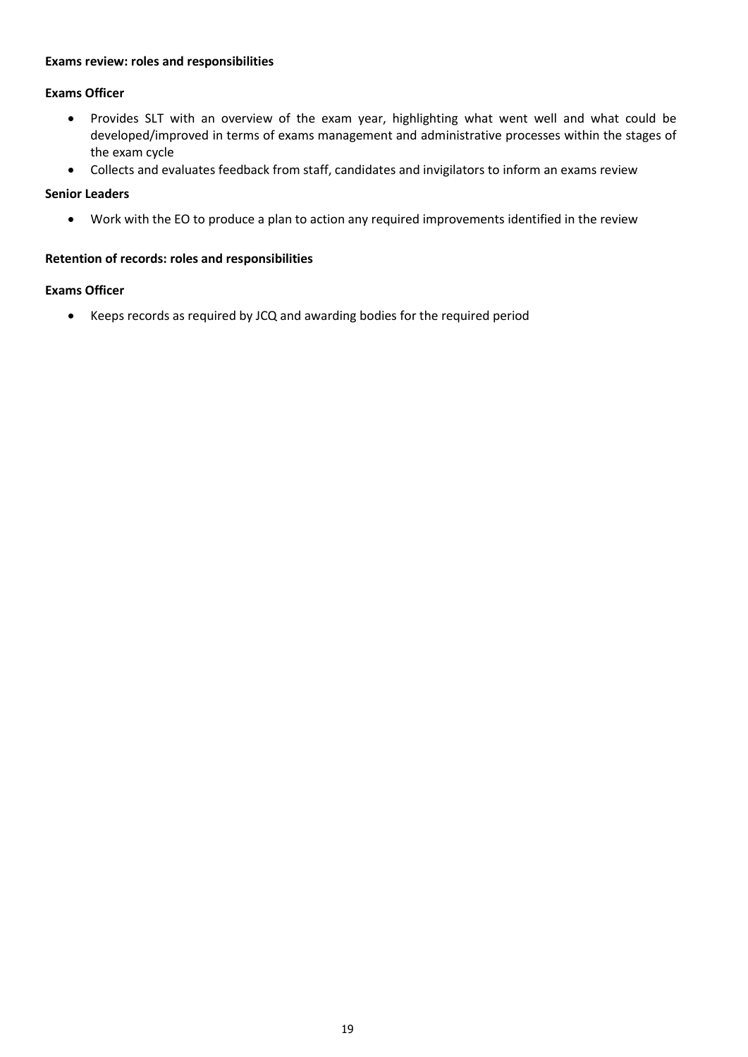**Exams review: roles and responsibilities**

**Exams Officer**

- Provides SLT with an overview of the exam year, highlighting what went well and what could be developed/improved in terms of exams management and administrative processes within the stages of the exam cycle
- Collects and evaluates feedback from staff, candidates and invigilators to inform an exams review

**Senior Leaders**

- Work with the EO to produce a plan to action any required improvements identified in the review

**Retention of records: roles and responsibilities**

**Exams Officer**

- Keeps records as required by JCQ and awarding bodies for the required period